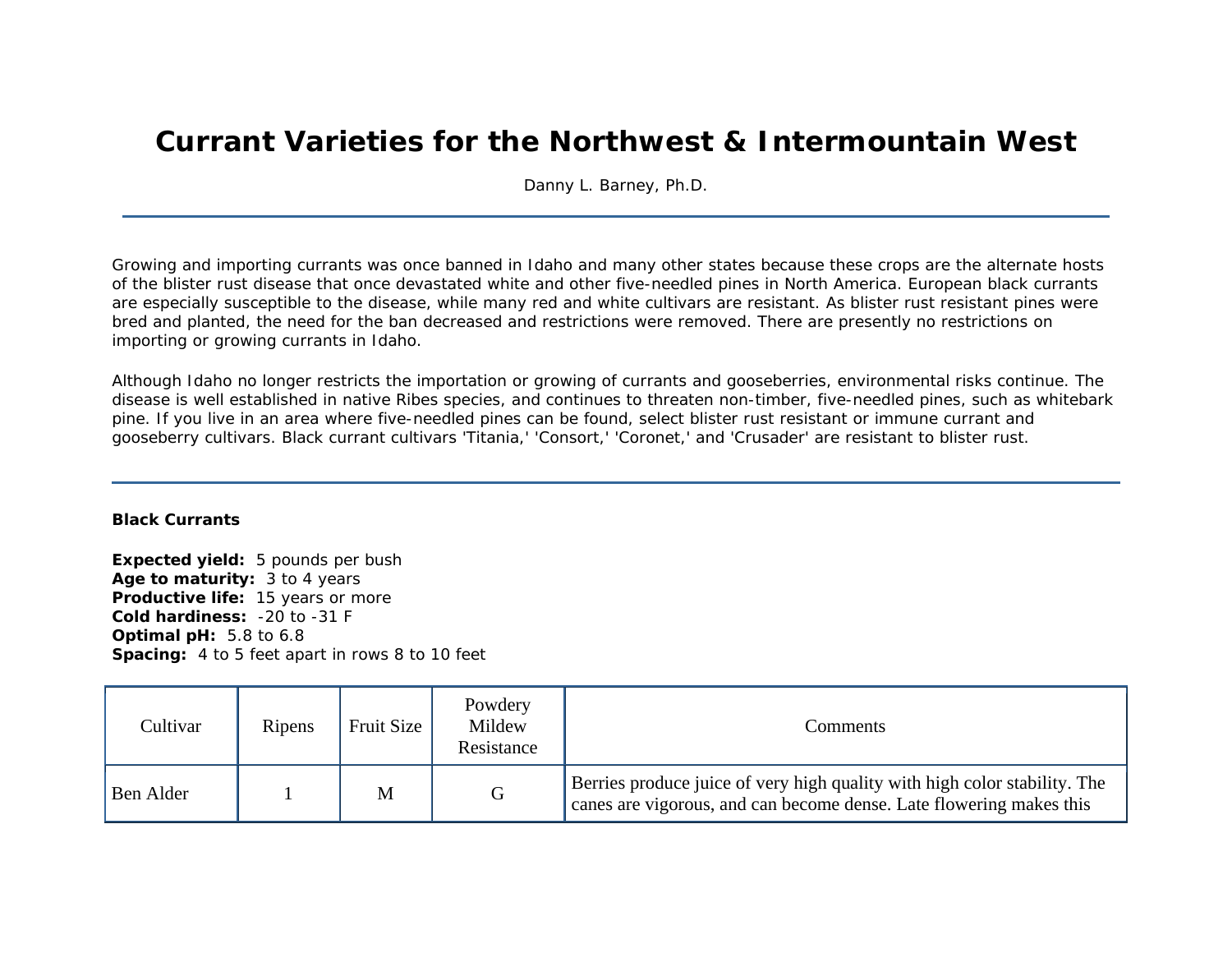# Currant Varieties for the Northwest & Intermountain West

Danny L. Barney, Ph.D.

---

Growing and importing currants was once banned in Idaho and many other states because these crops are the alternate hosts of the blister rust disease that once devastated white and other five-needled pines in North America. European black currants are especially susceptible to the disease, while many red and white cultivars are resistant. As blister rust resistant pines were bred and planted, the need for the ban decreased and restrictions were removed. There are presently no restrictions on importing or growing currants in Idaho.

Although Idaho no longer restricts the importation or growing of currants and gooseberries, environmental risks continue. The disease is well established in native Ribes species, and continues to threaten non-timber, five-needled pines, such as whitebark pine. If you live in an area where five-needled pines can be found, select blister rust resistant or immune currant and gooseberry cultivars. Black currant cultivars 'Titania,' 'Consort,' 'Coronet,' and 'Crusader' are resistant to blister rust.

---

## Black Currants

**Expected yield:** 5 pounds per bush
**Age to maturity:** 3 to 4 years
**Productive life:** 15 years or more
**Cold hardiness:** -20 to -31 F
**Optimal pH:** 5.8 to 6.8
**Spacing:** 4 to 5 feet apart in rows 8 to 10 feet

| Cultivar | Ripens | Fruit Size | Powdery Mildew Resistance | Comments |
|---|---|---|---|---|
| Ben Alder | 1 | M | G | Berries produce juice of very high quality with high color stability. The canes are vigorous, and can become dense. Late flowering makes this |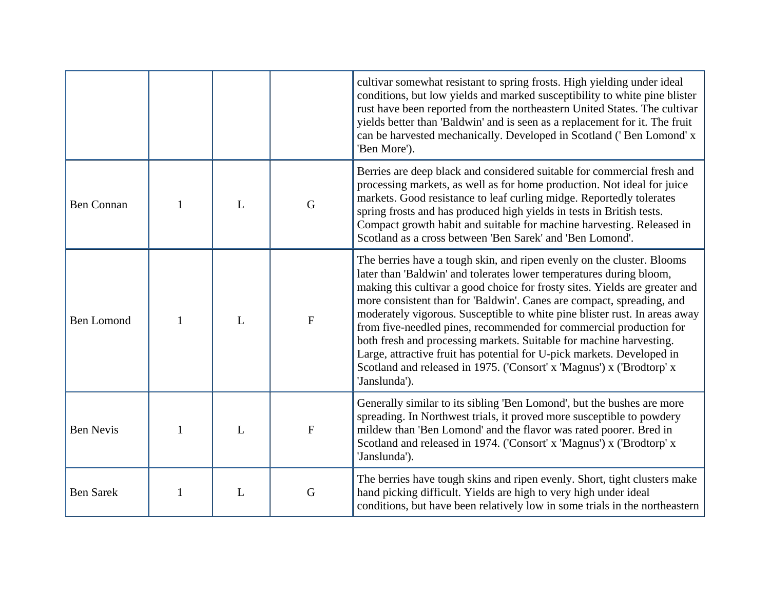| | | | | |
|---|---|---|---|---|
| | | | | cultivar somewhat resistant to spring frosts. High yielding under ideal conditions, but low yields and marked susceptibility to white pine blister rust have been reported from the northeastern United States. The cultivar yields better than 'Baldwin' and is seen as a replacement for it. The fruit can be harvested mechanically. Developed in Scotland (' Ben Lomond' x 'Ben More'). |
| Ben Connan | 1 | L | G | Berries are deep black and considered suitable for commercial fresh and processing markets, as well as for home production. Not ideal for juice markets. Good resistance to leaf curling midge. Reportedly tolerates spring frosts and has produced high yields in tests in British tests. Compact growth habit and suitable for machine harvesting. Released in Scotland as a cross between 'Ben Sarek' and 'Ben Lomond'. |
| Ben Lomond | 1 | L | F | The berries have a tough skin, and ripen evenly on the cluster. Blooms later than 'Baldwin' and tolerates lower temperatures during bloom, making this cultivar a good choice for frosty sites. Yields are greater and more consistent than for 'Baldwin'. Canes are compact, spreading, and moderately vigorous. Susceptible to white pine blister rust. In areas away from five-needled pines, recommended for commercial production for both fresh and processing markets. Suitable for machine harvesting. Large, attractive fruit has potential for U-pick markets. Developed in Scotland and released in 1975. ('Consort' x 'Magnus') x ('Brodtorp' x 'Janslunda'). |
| Ben Nevis | 1 | L | F | Generally similar to its sibling 'Ben Lomond', but the bushes are more spreading. In Northwest trials, it proved more susceptible to powdery mildew than 'Ben Lomond' and the flavor was rated poorer. Bred in Scotland and released in 1974. ('Consort' x 'Magnus') x ('Brodtorp' x 'Janslunda'). |
| Ben Sarek | 1 | L | G | The berries have tough skins and ripen evenly. Short, tight clusters make hand picking difficult. Yields are high to very high under ideal conditions, but have been relatively low in some trials in the northeastern |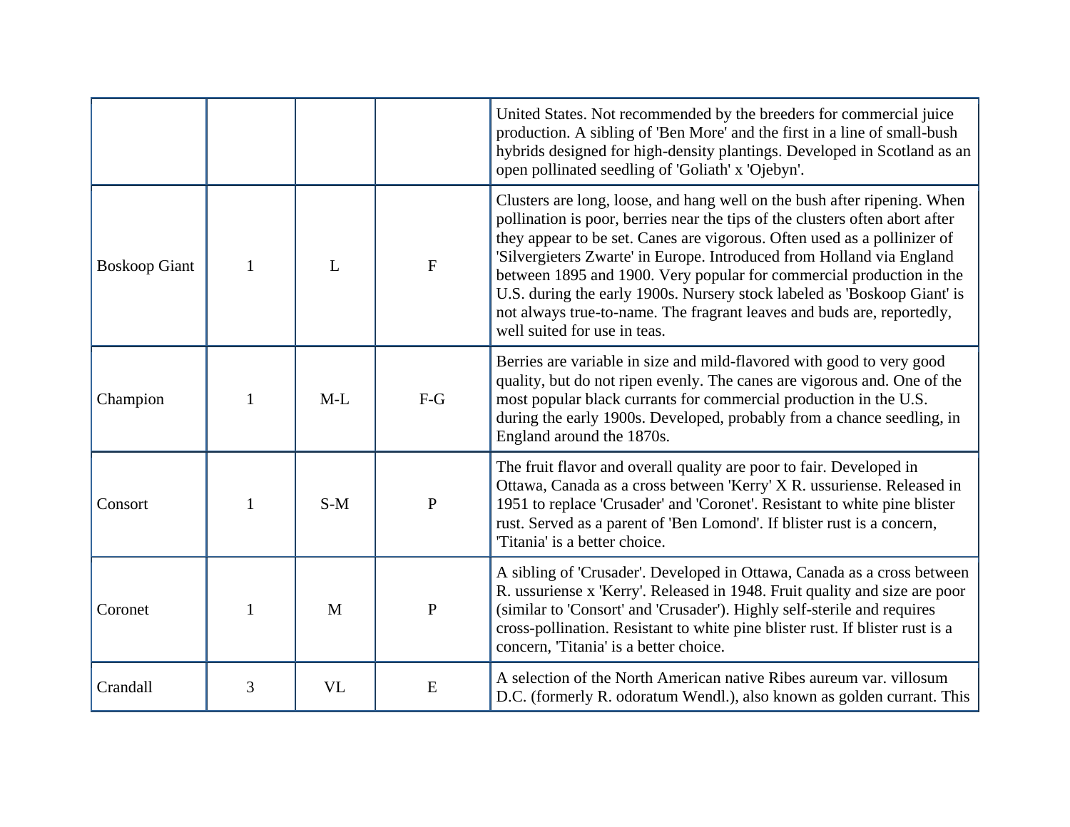| | | | | |
|---|---|---|---|---|
| | | | | United States. Not recommended by the breeders for commercial juice production. A sibling of 'Ben More' and the first in a line of small-bush hybrids designed for high-density plantings. Developed in Scotland as an open pollinated seedling of 'Goliath' x 'Ojebyn'. |
| Boskoop Giant | 1 | L | F | Clusters are long, loose, and hang well on the bush after ripening. When pollination is poor, berries near the tips of the clusters often abort after they appear to be set. Canes are vigorous. Often used as a pollinizer of 'Silvergieters Zwarte' in Europe. Introduced from Holland via England between 1895 and 1900. Very popular for commercial production in the U.S. during the early 1900s. Nursery stock labeled as 'Boskoop Giant' is not always true-to-name. The fragrant leaves and buds are, reportedly, well suited for use in teas. |
| Champion | 1 | M-L | F-G | Berries are variable in size and mild-flavored with good to very good quality, but do not ripen evenly. The canes are vigorous and. One of the most popular black currants for commercial production in the U.S. during the early 1900s. Developed, probably from a chance seedling, in England around the 1870s. |
| Consort | 1 | S-M | P | The fruit flavor and overall quality are poor to fair. Developed in Ottawa, Canada as a cross between 'Kerry' X R. ussuriense. Released in 1951 to replace 'Crusader' and 'Coronet'. Resistant to white pine blister rust. Served as a parent of 'Ben Lomond'. If blister rust is a concern, 'Titania' is a better choice. |
| Coronet | 1 | M | P | A sibling of 'Crusader'. Developed in Ottawa, Canada as a cross between R. ussuriense x 'Kerry'. Released in 1948. Fruit quality and size are poor (similar to 'Consort' and 'Crusader'). Highly self-sterile and requires cross-pollination. Resistant to white pine blister rust. If blister rust is a concern, 'Titania' is a better choice. |
| Crandall | 3 | VL | E | A selection of the North American native Ribes aureum var. villosum D.C. (formerly R. odoratum Wendl.), also known as golden currant. This |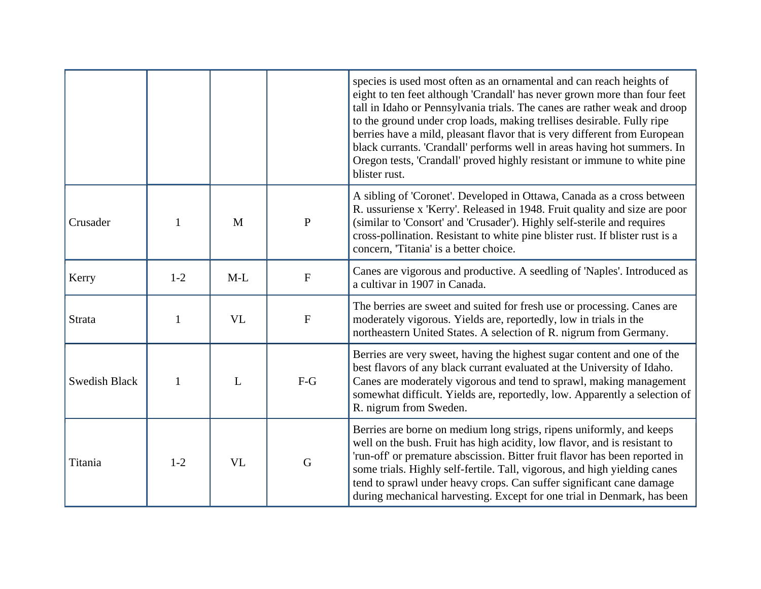| | | | | |
|---|---|---|---|---|
| | | | | species is used most often as an ornamental and can reach heights of eight to ten feet although 'Crandall' has never grown more than four feet tall in Idaho or Pennsylvania trials. The canes are rather weak and droop to the ground under crop loads, making trellises desirable. Fully ripe berries have a mild, pleasant flavor that is very different from European black currants. 'Crandall' performs well in areas having hot summers. In Oregon tests, 'Crandall' proved highly resistant or immune to white pine blister rust. |
| Crusader | 1 | M | P | A sibling of 'Coronet'. Developed in Ottawa, Canada as a cross between R. ussuriense x 'Kerry'. Released in 1948. Fruit quality and size are poor (similar to 'Consort' and 'Crusader'). Highly self-sterile and requires cross-pollination. Resistant to white pine blister rust. If blister rust is a concern, 'Titania' is a better choice. |
| Kerry | 1-2 | M-L | F | Canes are vigorous and productive. A seedling of 'Naples'. Introduced as a cultivar in 1907 in Canada. |
| Strata | 1 | VL | F | The berries are sweet and suited for fresh use or processing. Canes are moderately vigorous. Yields are, reportedly, low in trials in the northeastern United States. A selection of R. nigrum from Germany. |
| Swedish Black | 1 | L | F-G | Berries are very sweet, having the highest sugar content and one of the best flavors of any black currant evaluated at the University of Idaho. Canes are moderately vigorous and tend to sprawl, making management somewhat difficult. Yields are, reportedly, low. Apparently a selection of R. nigrum from Sweden. |
| Titania | 1-2 | VL | G | Berries are borne on medium long strigs, ripens uniformly, and keeps well on the bush. Fruit has high acidity, low flavor, and is resistant to 'run-off' or premature abscission. Bitter fruit flavor has been reported in some trials. Highly self-fertile. Tall, vigorous, and high yielding canes tend to sprawl under heavy crops. Can suffer significant cane damage during mechanical harvesting. Except for one trial in Denmark, has been |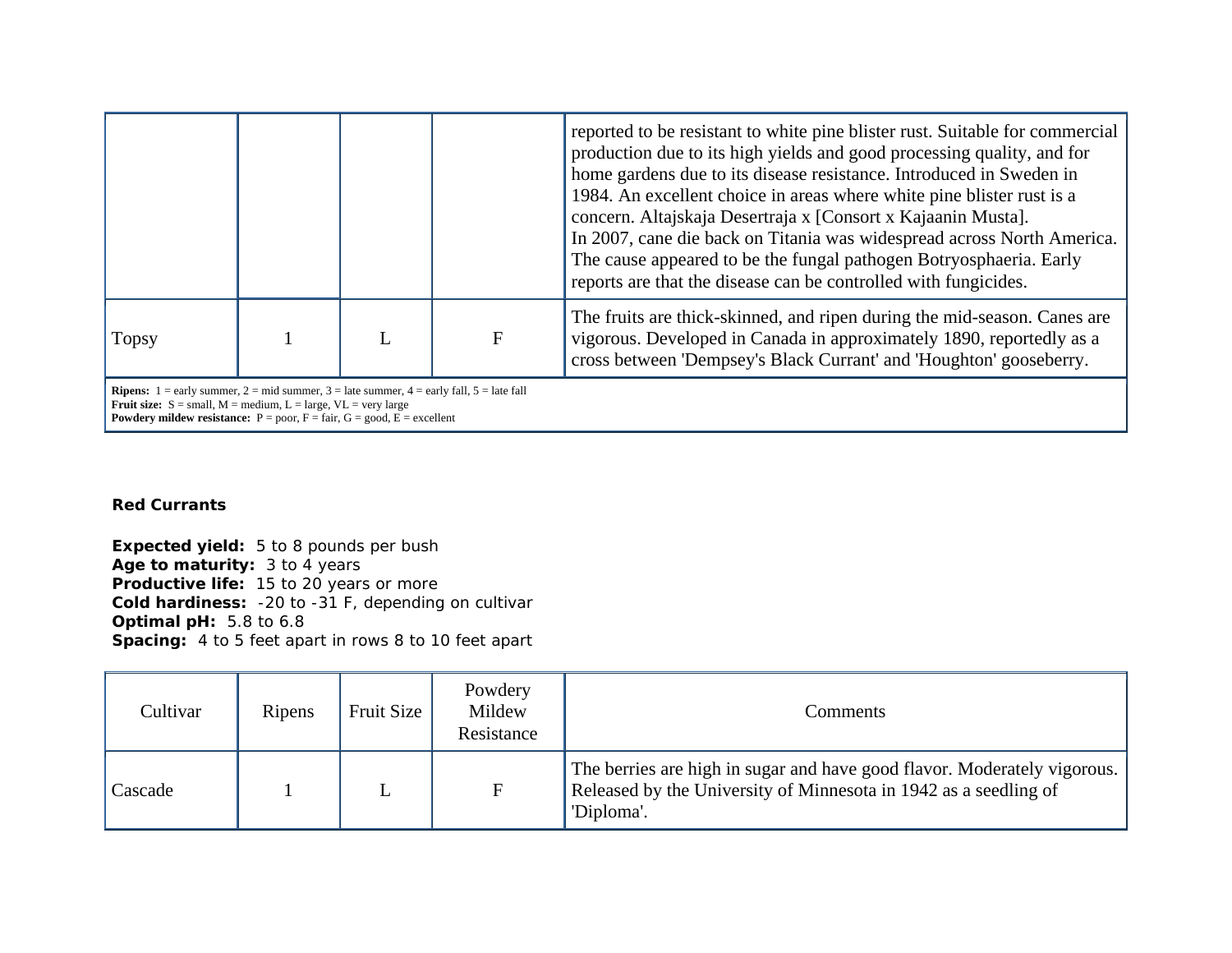| | | | | |
|---|---|---|---|---|
| | | | | reported to be resistant to white pine blister rust. Suitable for commercial production due to its high yields and good processing quality, and for home gardens due to its disease resistance. Introduced in Sweden in 1984. An excellent choice in areas where white pine blister rust is a concern. Altajskaja Desertraja x [Consort x Kajaanin Musta].<br>In 2007, cane die back on Titania was widespread across North America. The cause appeared to be the fungal pathogen Botryosphaeria. Early reports are that the disease can be controlled with fungicides. |
| Topsy | 1 | L | F | The fruits are thick-skinned, and ripen during the mid-season. Canes are vigorous. Developed in Canada in approximately 1890, reportedly as a cross between 'Dempsey's Black Currant' and 'Houghton' gooseberry. |

**Ripens:** 1 = early summer, 2 = mid summer, 3 = late summer, 4 = early fall, 5 = late fall
**Fruit size:** S = small, M = medium, L = large, VL = very large
**Powdery mildew resistance:** P = poor, F = fair, G = good, E = excellent

**Red Currants**

**Expected yield:** 5 to 8 pounds per bush
**Age to maturity:** 3 to 4 years
**Productive life:** 15 to 20 years or more
**Cold hardiness:** -20 to -31 F, depending on cultivar
**Optimal pH:** 5.8 to 6.8
**Spacing:** 4 to 5 feet apart in rows 8 to 10 feet apart

| Cultivar | Ripens | Fruit Size | Powdery Mildew Resistance | Comments |
|---|---|---|---|---|
| Cascade | 1 | L | F | The berries are high in sugar and have good flavor. Moderately vigorous. Released by the University of Minnesota in 1942 as a seedling of 'Diploma'. |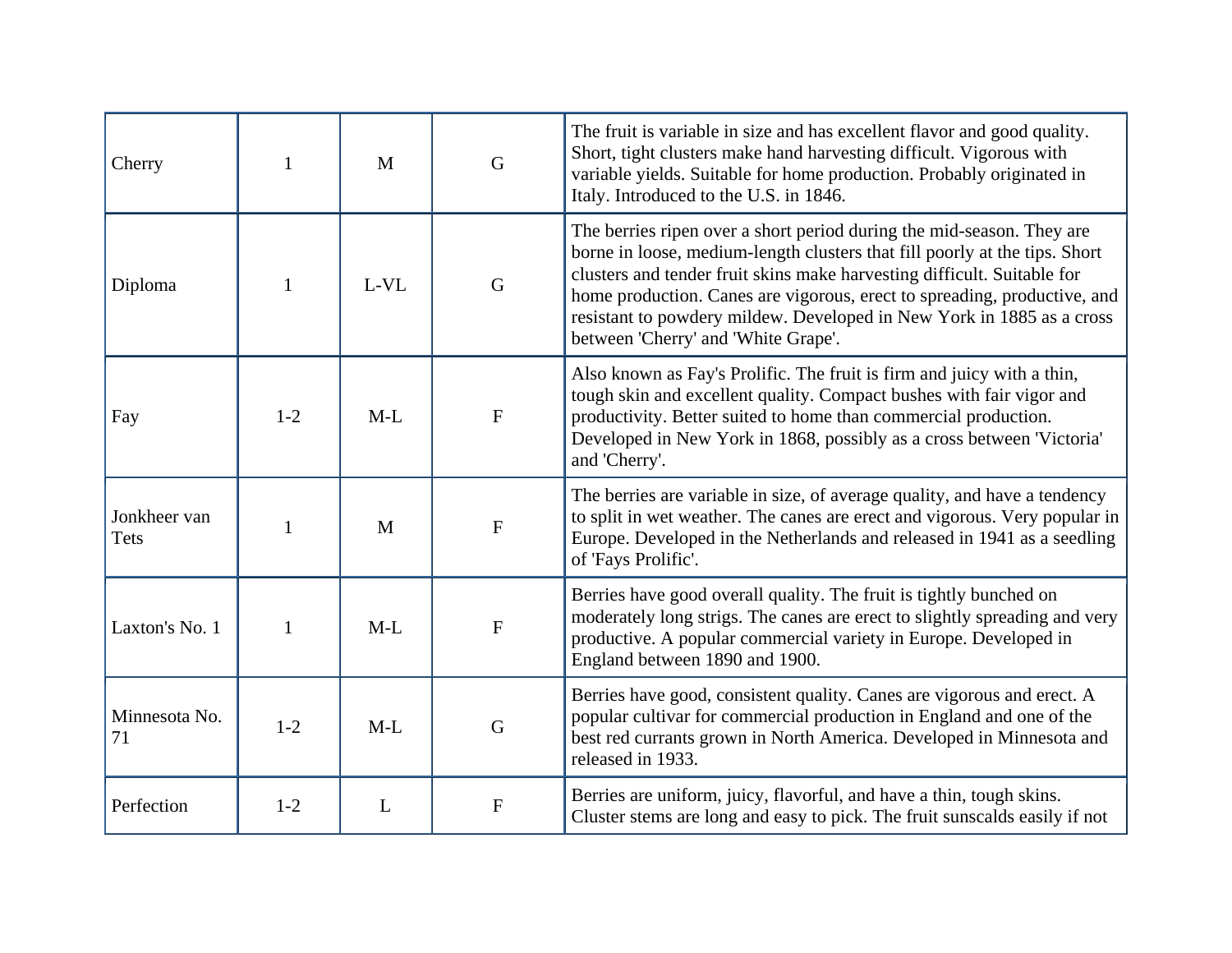| | | | | |
|---|---|---|---|---|
| Cherry | 1 | M | G | The fruit is variable in size and has excellent flavor and good quality. Short, tight clusters make hand harvesting difficult. Vigorous with variable yields. Suitable for home production. Probably originated in Italy. Introduced to the U.S. in 1846. |
| Diploma | 1 | L-VL | G | The berries ripen over a short period during the mid-season. They are borne in loose, medium-length clusters that fill poorly at the tips. Short clusters and tender fruit skins make harvesting difficult. Suitable for home production. Canes are vigorous, erect to spreading, productive, and resistant to powdery mildew. Developed in New York in 1885 as a cross between 'Cherry' and 'White Grape'. |
| Fay | 1-2 | M-L | F | Also known as Fay's Prolific. The fruit is firm and juicy with a thin, tough skin and excellent quality. Compact bushes with fair vigor and productivity. Better suited to home than commercial production. Developed in New York in 1868, possibly as a cross between 'Victoria' and 'Cherry'. |
| Jonkheer van Tets | 1 | M | F | The berries are variable in size, of average quality, and have a tendency to split in wet weather. The canes are erect and vigorous. Very popular in Europe. Developed in the Netherlands and released in 1941 as a seedling of 'Fays Prolific'. |
| Laxton's No. 1 | 1 | M-L | F | Berries have good overall quality. The fruit is tightly bunched on moderately long strigs. The canes are erect to slightly spreading and very productive. A popular commercial variety in Europe. Developed in England between 1890 and 1900. |
| Minnesota No. 71 | 1-2 | M-L | G | Berries have good, consistent quality. Canes are vigorous and erect. A popular cultivar for commercial production in England and one of the best red currants grown in North America. Developed in Minnesota and released in 1933. |
| Perfection | 1-2 | L | F | Berries are uniform, juicy, flavorful, and have a thin, tough skins. Cluster stems are long and easy to pick. The fruit sunscalds easily if not |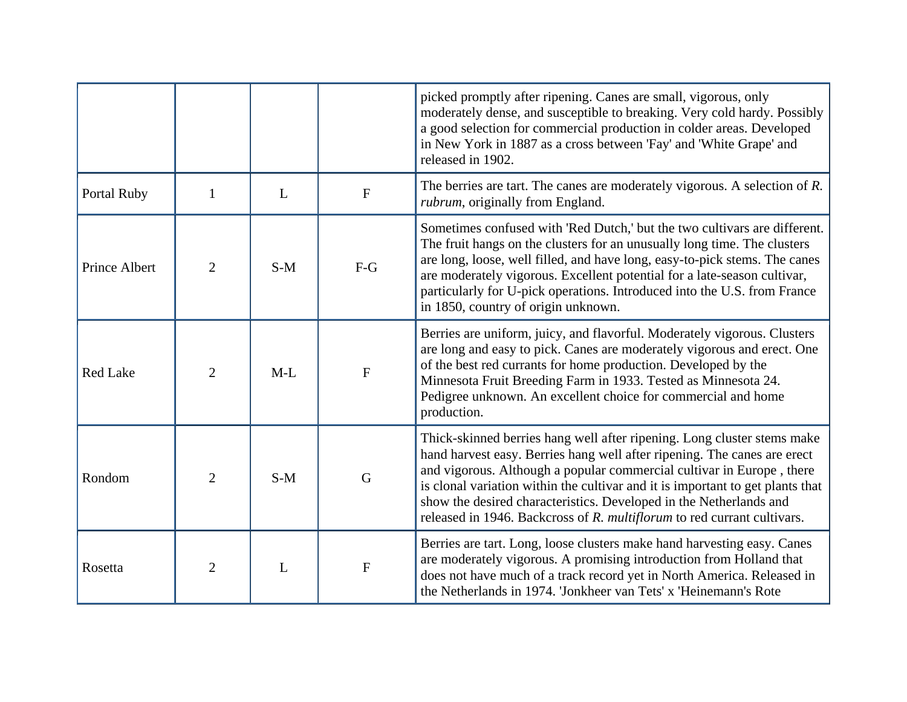| | | | | |
|---|---|---|---|---|
| | | | | picked promptly after ripening. Canes are small, vigorous, only moderately dense, and susceptible to breaking. Very cold hardy. Possibly a good selection for commercial production in colder areas. Developed in New York in 1887 as a cross between 'Fay' and 'White Grape' and released in 1902. |
| Portal Ruby | 1 | L | F | The berries are tart. The canes are moderately vigorous. A selection of *R. rubrum*, originally from England. |
| Prince Albert | 2 | S-M | F-G | Sometimes confused with 'Red Dutch,' but the two cultivars are different. The fruit hangs on the clusters for an unusually long time. The clusters are long, loose, well filled, and have long, easy-to-pick stems. The canes are moderately vigorous. Excellent potential for a late-season cultivar, particularly for U-pick operations. Introduced into the U.S. from France in 1850, country of origin unknown. |
| Red Lake | 2 | M-L | F | Berries are uniform, juicy, and flavorful. Moderately vigorous. Clusters are long and easy to pick. Canes are moderately vigorous and erect. One of the best red currants for home production. Developed by the Minnesota Fruit Breeding Farm in 1933. Tested as Minnesota 24. Pedigree unknown. An excellent choice for commercial and home production. |
| Rondom | 2 | S-M | G | Thick-skinned berries hang well after ripening. Long cluster stems make hand harvest easy. Berries hang well after ripening. The canes are erect and vigorous. Although a popular commercial cultivar in Europe , there is clonal variation within the cultivar and it is important to get plants that show the desired characteristics. Developed in the Netherlands and released in 1946. Backcross of *R. multiflorum* to red currant cultivars. |
| Rosetta | 2 | L | F | Berries are tart. Long, loose clusters make hand harvesting easy. Canes are moderately vigorous. A promising introduction from Holland that does not have much of a track record yet in North America. Released in the Netherlands in 1974. 'Jonkheer van Tets' x 'Heinemann's Rote |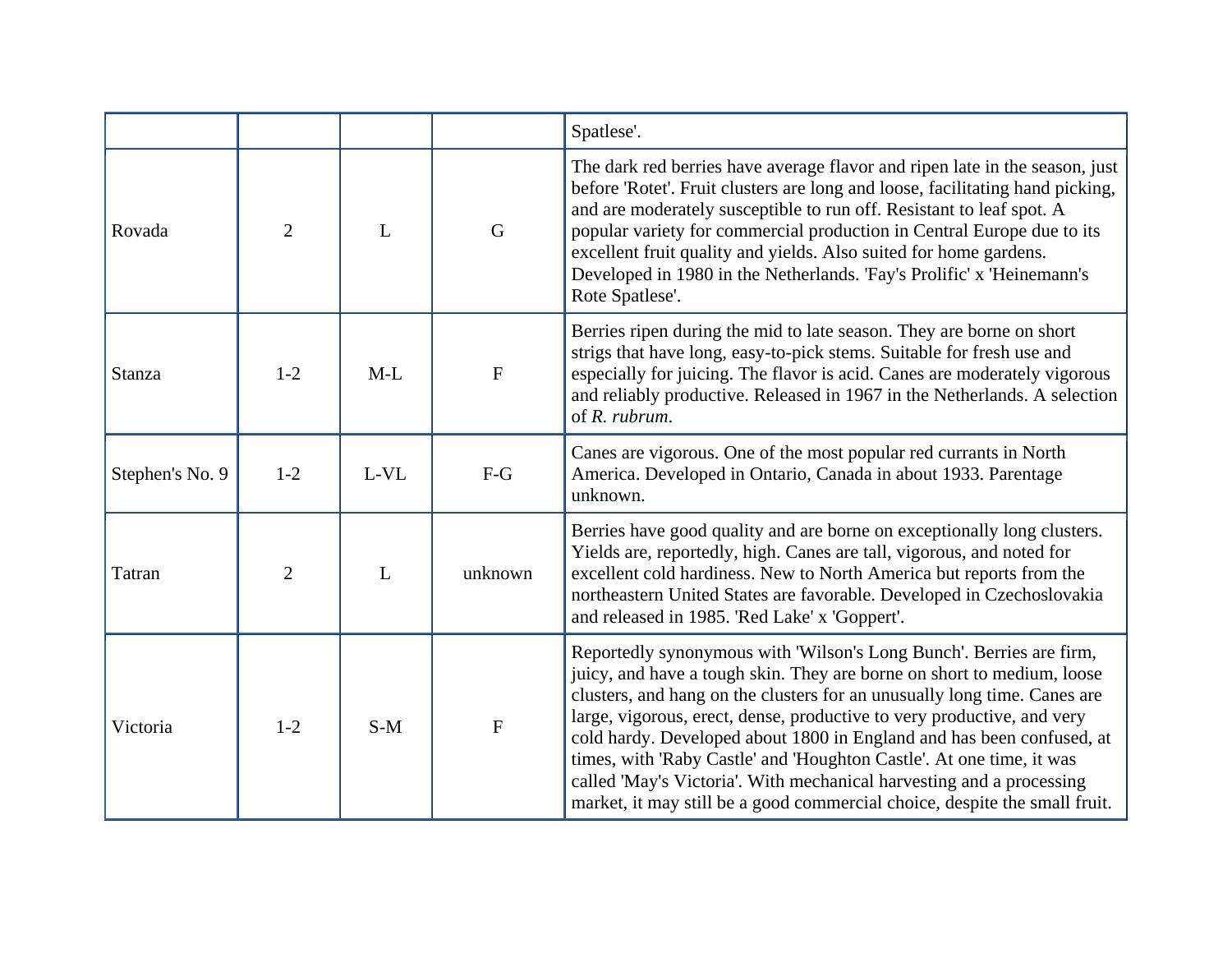| | | | | |
|---|---|---|---|---|
| | | | | Spatlese'. |
| Rovada | 2 | L | G | The dark red berries have average flavor and ripen late in the season, just before 'Rotet'. Fruit clusters are long and loose, facilitating hand picking, and are moderately susceptible to run off. Resistant to leaf spot. A popular variety for commercial production in Central Europe due to its excellent fruit quality and yields. Also suited for home gardens. Developed in 1980 in the Netherlands. 'Fay's Prolific' x 'Heinemann's Rote Spatlese'. |
| Stanza | 1-2 | M-L | F | Berries ripen during the mid to late season. They are borne on short strigs that have long, easy-to-pick stems. Suitable for fresh use and especially for juicing. The flavor is acid. Canes are moderately vigorous and reliably productive. Released in 1967 in the Netherlands. A selection of *R. rubrum*. |
| Stephen's No. 9 | 1-2 | L-VL | F-G | Canes are vigorous. One of the most popular red currants in North America. Developed in Ontario, Canada in about 1933. Parentage unknown. |
| Tatran | 2 | L | unknown | Berries have good quality and are borne on exceptionally long clusters. Yields are, reportedly, high. Canes are tall, vigorous, and noted for excellent cold hardiness. New to North America but reports from the northeastern United States are favorable. Developed in Czechoslovakia and released in 1985. 'Red Lake' x 'Goppert'. |
| Victoria | 1-2 | S-M | F | Reportedly synonymous with 'Wilson's Long Bunch'. Berries are firm, juicy, and have a tough skin. They are borne on short to medium, loose clusters, and hang on the clusters for an unusually long time. Canes are large, vigorous, erect, dense, productive to very productive, and very cold hardy. Developed about 1800 in England and has been confused, at times, with 'Raby Castle' and 'Houghton Castle'. At one time, it was called 'May's Victoria'. With mechanical harvesting and a processing market, it may still be a good commercial choice, despite the small fruit. |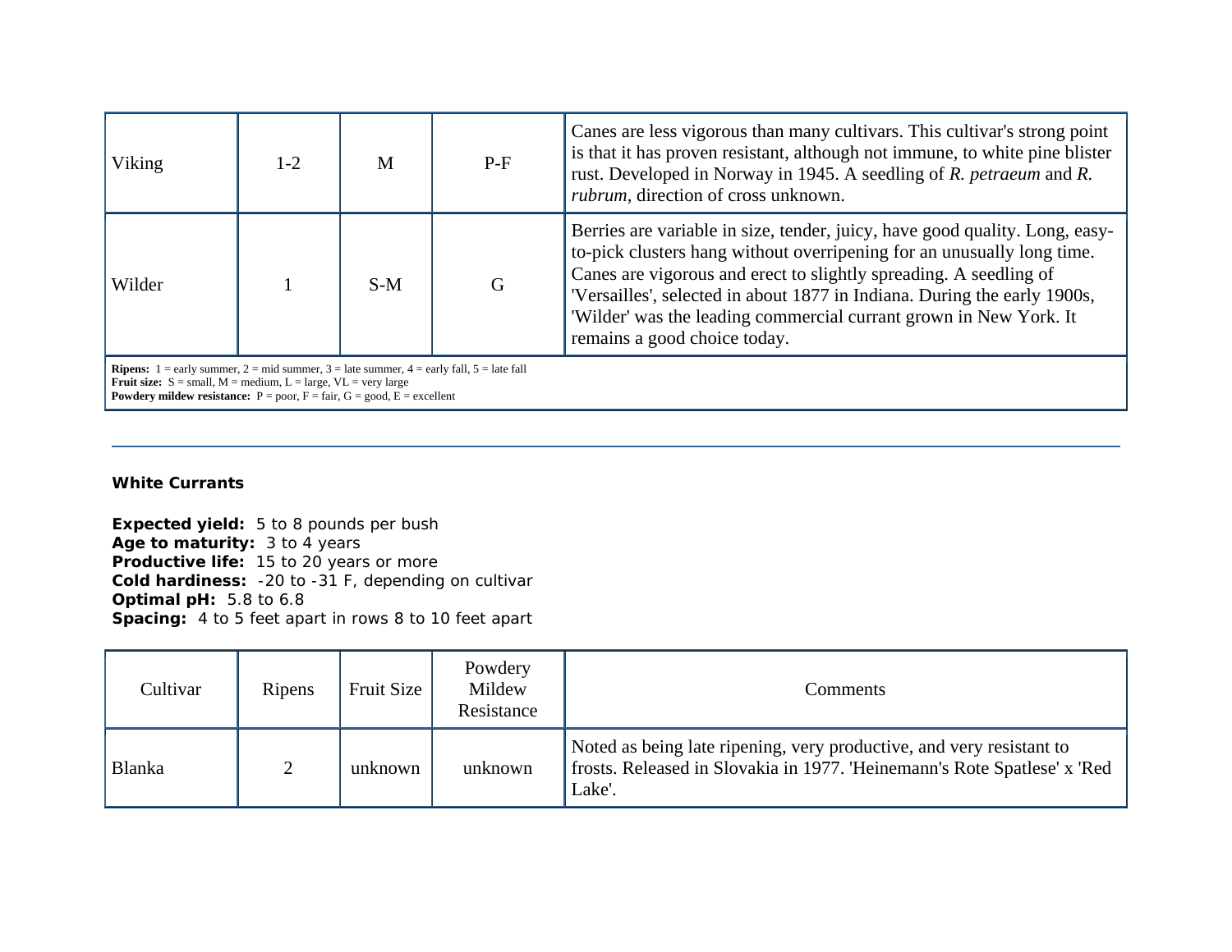| Cultivar | Ripens | Fruit Size | Powdery Mildew Resistance | Comments |
|---|---|---|---|---|
| Viking | 1-2 | M | P-F | Canes are less vigorous than many cultivars. This cultivar's strong point is that it has proven resistant, although not immune, to white pine blister rust. Developed in Norway in 1945. A seedling of *R. petraeum* and *R. rubrum*, direction of cross unknown. |
| Wilder | 1 | S-M | G | Berries are variable in size, tender, juicy, have good quality. Long, easy-to-pick clusters hang without overripening for an unusually long time. Canes are vigorous and erect to slightly spreading. A seedling of 'Versailles', selected in about 1877 in Indiana. During the early 1900s, 'Wilder' was the leading commercial currant grown in New York. It remains a good choice today. |

**Ripens:** 1 = early summer, 2 = mid summer, 3 = late summer, 4 = early fall, 5 = late fall
**Fruit size:** S = small, M = medium, L = large, VL = very large
**Powdery mildew resistance:** P = poor, F = fair, G = good, E = excellent

---

### White Currants

**Expected yield:** 5 to 8 pounds per bush
**Age to maturity:** 3 to 4 years
**Productive life:** 15 to 20 years or more
**Cold hardiness:** -20 to -31 F, depending on cultivar
**Optimal pH:** 5.8 to 6.8
**Spacing:** 4 to 5 feet apart in rows 8 to 10 feet apart

| Cultivar | Ripens | Fruit Size | Powdery Mildew Resistance | Comments |
|---|---|---|---|---|
| Blanka | 2 | unknown | unknown | Noted as being late ripening, very productive, and very resistant to frosts. Released in Slovakia in 1977. 'Heinemann's Rote Spatlese' x 'Red Lake'. |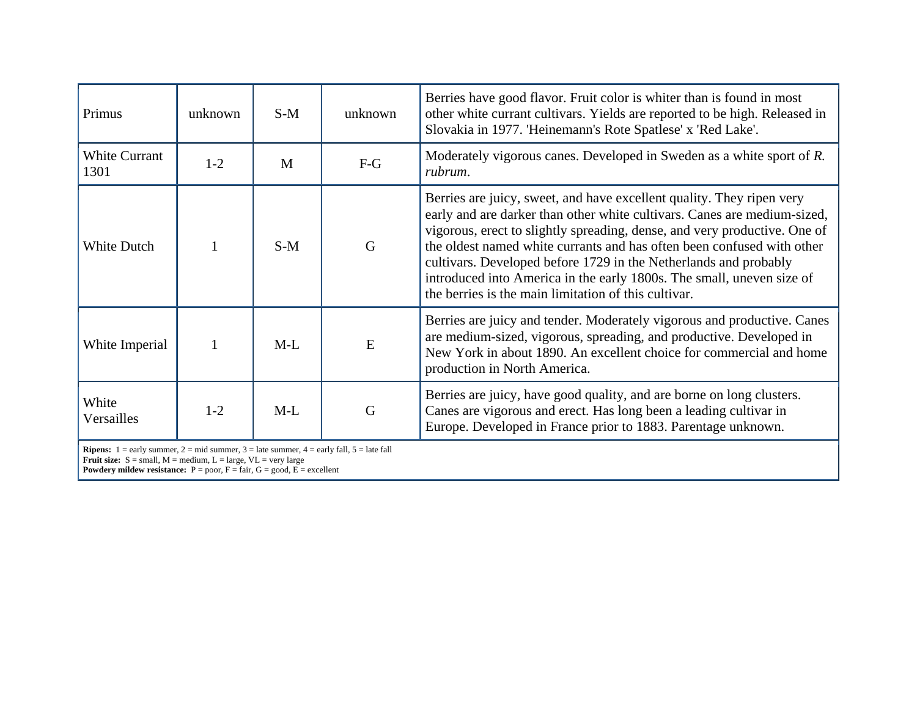| | | | | |
|---|---|---|---|---|
| Primus | unknown | S-M | unknown | Berries have good flavor. Fruit color is whiter than is found in most other white currant cultivars. Yields are reported to be high. Released in Slovakia in 1977. 'Heinemann's Rote Spatlese' x 'Red Lake'. |
| White Currant 1301 | 1-2 | M | F-G | Moderately vigorous canes. Developed in Sweden as a white sport of *R. rubrum*. |
| White Dutch | 1 | S-M | G | Berries are juicy, sweet, and have excellent quality. They ripen very early and are darker than other white cultivars. Canes are medium-sized, vigorous, erect to slightly spreading, dense, and very productive. One of the oldest named white currants and has often been confused with other cultivars. Developed before 1729 in the Netherlands and probably introduced into America in the early 1800s. The small, uneven size of the berries is the main limitation of this cultivar. |
| White Imperial | 1 | M-L | E | Berries are juicy and tender. Moderately vigorous and productive. Canes are medium-sized, vigorous, spreading, and productive. Developed in New York in about 1890. An excellent choice for commercial and home production in North America. |
| White Versailles | 1-2 | M-L | G | Berries are juicy, have good quality, and are borne on long clusters. Canes are vigorous and erect. Has long been a leading cultivar in Europe. Developed in France prior to 1883. Parentage unknown. |

**Ripens:** 1 = early summer, 2 = mid summer, 3 = late summer, 4 = early fall, 5 = late fall
**Fruit size:** S = small, M = medium, L = large, VL = very large
**Powdery mildew resistance:** P = poor, F = fair, G = good, E = excellent